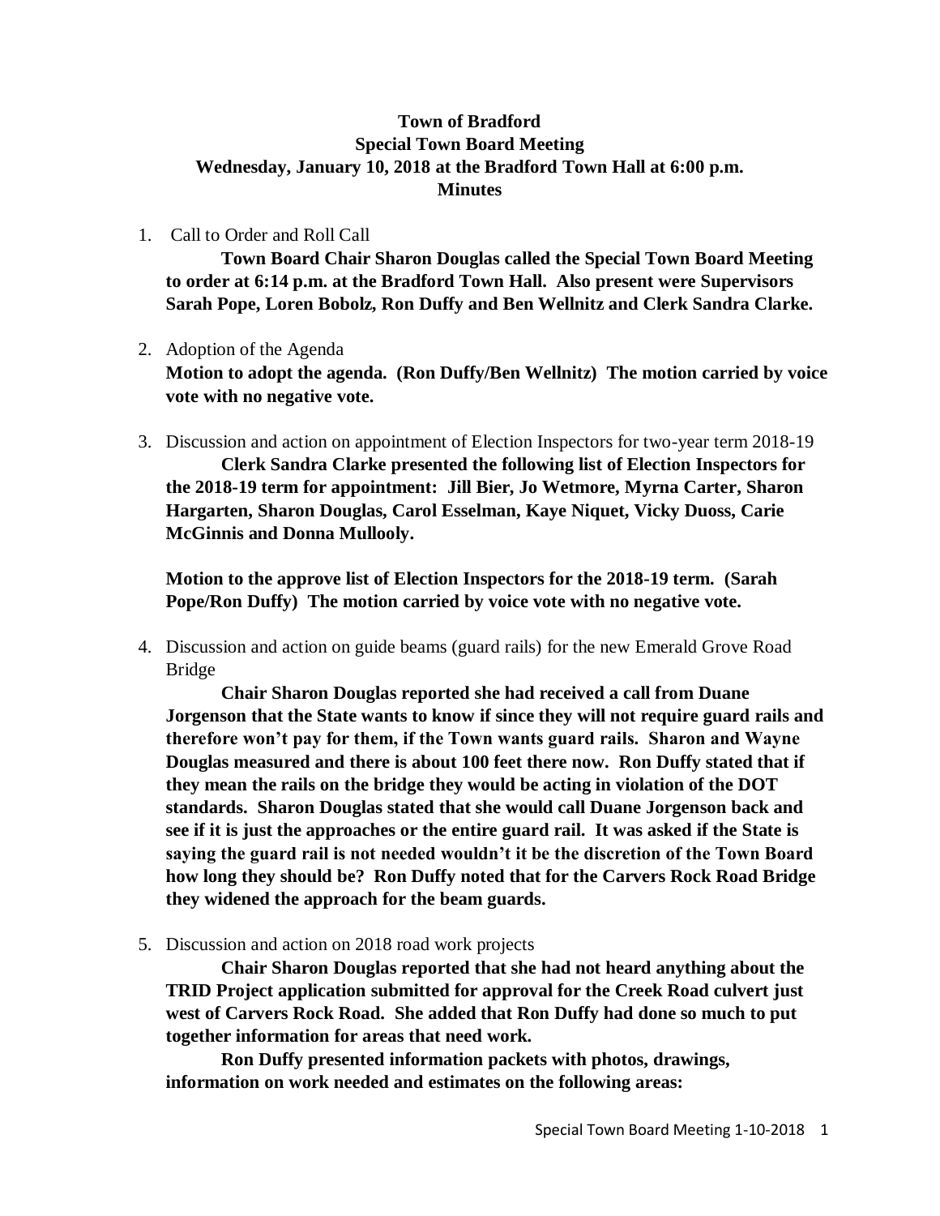# Town of Bradford
## Special Town Board Meeting
## Wednesday, January 10, 2018 at the Bradford Town Hall at 6:00 p.m.
## Minutes

1. Call to Order and Roll Call

   **Town Board Chair Sharon Douglas called the Special Town Board Meeting to order at 6:14 p.m. at the Bradford Town Hall. Also present were Supervisors Sarah Pope, Loren Bobolz, Ron Duffy and Ben Wellnitz and Clerk Sandra Clarke.**

2. Adoption of the Agenda

   **Motion to adopt the agenda. (Ron Duffy/Ben Wellnitz) The motion carried by voice vote with no negative vote.**

3. Discussion and action on appointment of Election Inspectors for two-year term 2018-19

   **Clerk Sandra Clarke presented the following list of Election Inspectors for the 2018-19 term for appointment: Jill Bier, Jo Wetmore, Myrna Carter, Sharon Hargarten, Sharon Douglas, Carol Esselman, Kaye Niquet, Vicky Duoss, Carie McGinnis and Donna Mullooly.**

   **Motion to the approve list of Election Inspectors for the 2018-19 term. (Sarah Pope/Ron Duffy) The motion carried by voice vote with no negative vote.**

4. Discussion and action on guide beams (guard rails) for the new Emerald Grove Road Bridge

   **Chair Sharon Douglas reported she had received a call from Duane Jorgenson that the State wants to know if since they will not require guard rails and therefore won't pay for them, if the Town wants guard rails. Sharon and Wayne Douglas measured and there is about 100 feet there now. Ron Duffy stated that if they mean the rails on the bridge they would be acting in violation of the DOT standards. Sharon Douglas stated that she would call Duane Jorgenson back and see if it is just the approaches or the entire guard rail. It was asked if the State is saying the guard rail is not needed wouldn't it be the discretion of the Town Board how long they should be? Ron Duffy noted that for the Carvers Rock Road Bridge they widened the approach for the beam guards.**

5. Discussion and action on 2018 road work projects

   **Chair Sharon Douglas reported that she had not heard anything about the TRID Project application submitted for approval for the Creek Road culvert just west of Carvers Rock Road. She added that Ron Duffy had done so much to put together information for areas that need work.**

   **Ron Duffy presented information packets with photos, drawings, information on work needed and estimates on the following areas:**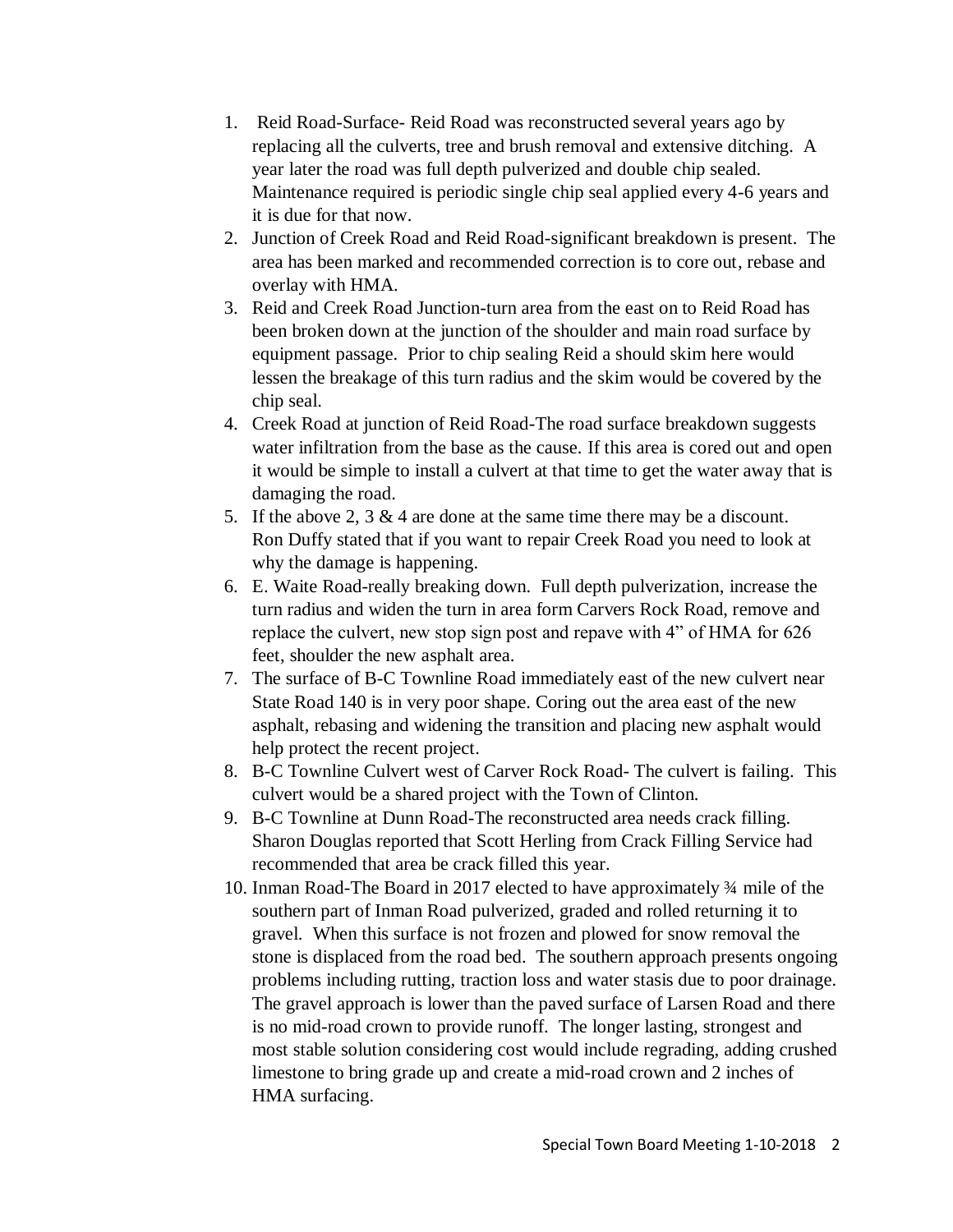1. Reid Road-Surface- Reid Road was reconstructed several years ago by replacing all the culverts, tree and brush removal and extensive ditching. A year later the road was full depth pulverized and double chip sealed. Maintenance required is periodic single chip seal applied every 4-6 years and it is due for that now.
2. Junction of Creek Road and Reid Road-significant breakdown is present. The area has been marked and recommended correction is to core out, rebase and overlay with HMA.
3. Reid and Creek Road Junction-turn area from the east on to Reid Road has been broken down at the junction of the shoulder and main road surface by equipment passage. Prior to chip sealing Reid a should skim here would lessen the breakage of this turn radius and the skim would be covered by the chip seal.
4. Creek Road at junction of Reid Road-The road surface breakdown suggests water infiltration from the base as the cause. If this area is cored out and open it would be simple to install a culvert at that time to get the water away that is damaging the road.
5. If the above 2, 3 & 4 are done at the same time there may be a discount. Ron Duffy stated that if you want to repair Creek Road you need to look at why the damage is happening.
6. E. Waite Road-really breaking down. Full depth pulverization, increase the turn radius and widen the turn in area form Carvers Rock Road, remove and replace the culvert, new stop sign post and repave with 4" of HMA for 626 feet, shoulder the new asphalt area.
7. The surface of B-C Townline Road immediately east of the new culvert near State Road 140 is in very poor shape. Coring out the area east of the new asphalt, rebasing and widening the transition and placing new asphalt would help protect the recent project.
8. B-C Townline Culvert west of Carver Rock Road- The culvert is failing. This culvert would be a shared project with the Town of Clinton.
9. B-C Townline at Dunn Road-The reconstructed area needs crack filling. Sharon Douglas reported that Scott Herling from Crack Filling Service had recommended that area be crack filled this year.
10. Inman Road-The Board in 2017 elected to have approximately ¾ mile of the southern part of Inman Road pulverized, graded and rolled returning it to gravel. When this surface is not frozen and plowed for snow removal the stone is displaced from the road bed. The southern approach presents ongoing problems including rutting, traction loss and water stasis due to poor drainage. The gravel approach is lower than the paved surface of Larsen Road and there is no mid-road crown to provide runoff. The longer lasting, strongest and most stable solution considering cost would include regrading, adding crushed limestone to bring grade up and create a mid-road crown and 2 inches of HMA surfacing.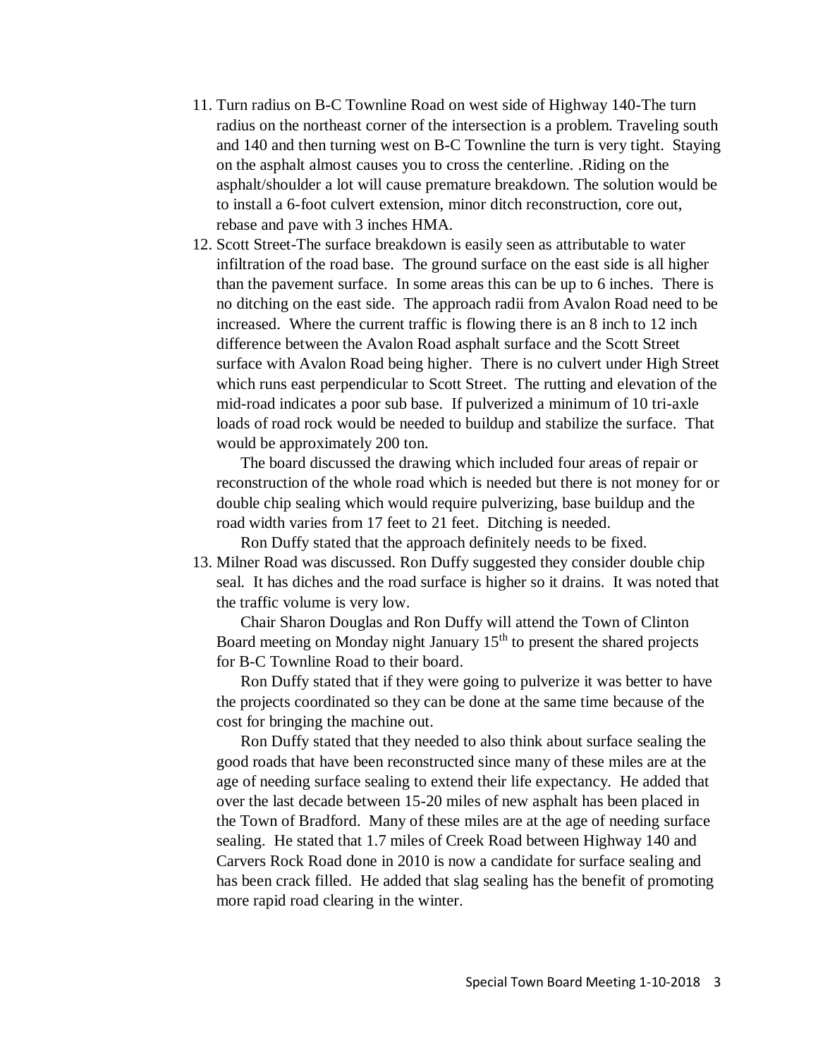11. Turn radius on B-C Townline Road on west side of Highway 140-The turn radius on the northeast corner of the intersection is a problem. Traveling south and 140 and then turning west on B-C Townline the turn is very tight. Staying on the asphalt almost causes you to cross the centerline. .Riding on the asphalt/shoulder a lot will cause premature breakdown. The solution would be to install a 6-foot culvert extension, minor ditch reconstruction, core out, rebase and pave with 3 inches HMA.
12. Scott Street-The surface breakdown is easily seen as attributable to water infiltration of the road base. The ground surface on the east side is all higher than the pavement surface. In some areas this can be up to 6 inches. There is no ditching on the east side. The approach radii from Avalon Road need to be increased. Where the current traffic is flowing there is an 8 inch to 12 inch difference between the Avalon Road asphalt surface and the Scott Street surface with Avalon Road being higher. There is no culvert under High Street which runs east perpendicular to Scott Street. The rutting and elevation of the mid-road indicates a poor sub base. If pulverized a minimum of 10 tri-axle loads of road rock would be needed to buildup and stabilize the surface. That would be approximately 200 ton.

    The board discussed the drawing which included four areas of repair or reconstruction of the whole road which is needed but there is not money for or double chip sealing which would require pulverizing, base buildup and the road width varies from 17 feet to 21 feet. Ditching is needed.

    Ron Duffy stated that the approach definitely needs to be fixed.
13. Milner Road was discussed. Ron Duffy suggested they consider double chip seal. It has diches and the road surface is higher so it drains. It was noted that the traffic volume is very low.

    Chair Sharon Douglas and Ron Duffy will attend the Town of Clinton Board meeting on Monday night January 15th to present the shared projects for B-C Townline Road to their board.

    Ron Duffy stated that if they were going to pulverize it was better to have the projects coordinated so they can be done at the same time because of the cost for bringing the machine out.

    Ron Duffy stated that they needed to also think about surface sealing the good roads that have been reconstructed since many of these miles are at the age of needing surface sealing to extend their life expectancy. He added that over the last decade between 15-20 miles of new asphalt has been placed in the Town of Bradford. Many of these miles are at the age of needing surface sealing. He stated that 1.7 miles of Creek Road between Highway 140 and Carvers Rock Road done in 2010 is now a candidate for surface sealing and has been crack filled. He added that slag sealing has the benefit of promoting more rapid road clearing in the winter.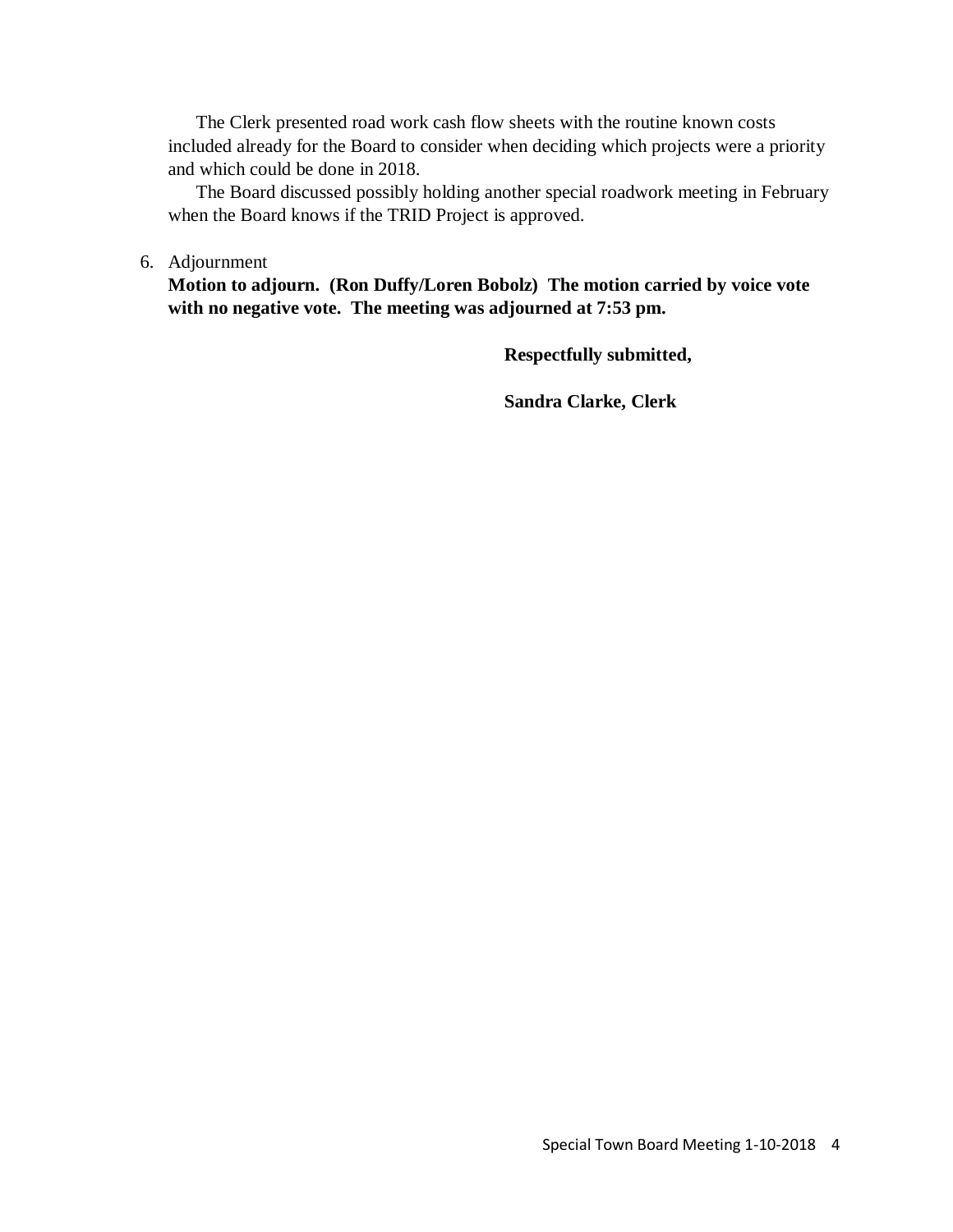The Clerk presented road work cash flow sheets with the routine known costs included already for the Board to consider when deciding which projects were a priority and which could be done in 2018.

The Board discussed possibly holding another special roadwork meeting in February when the Board knows if the TRID Project is approved.

6. Adjournment

   **Motion to adjourn. (Ron Duffy/Loren Bobolz) The motion carried by voice vote with no negative vote. The meeting was adjourned at 7:53 pm.**

**Respectfully submitted,**

**Sandra Clarke, Clerk**